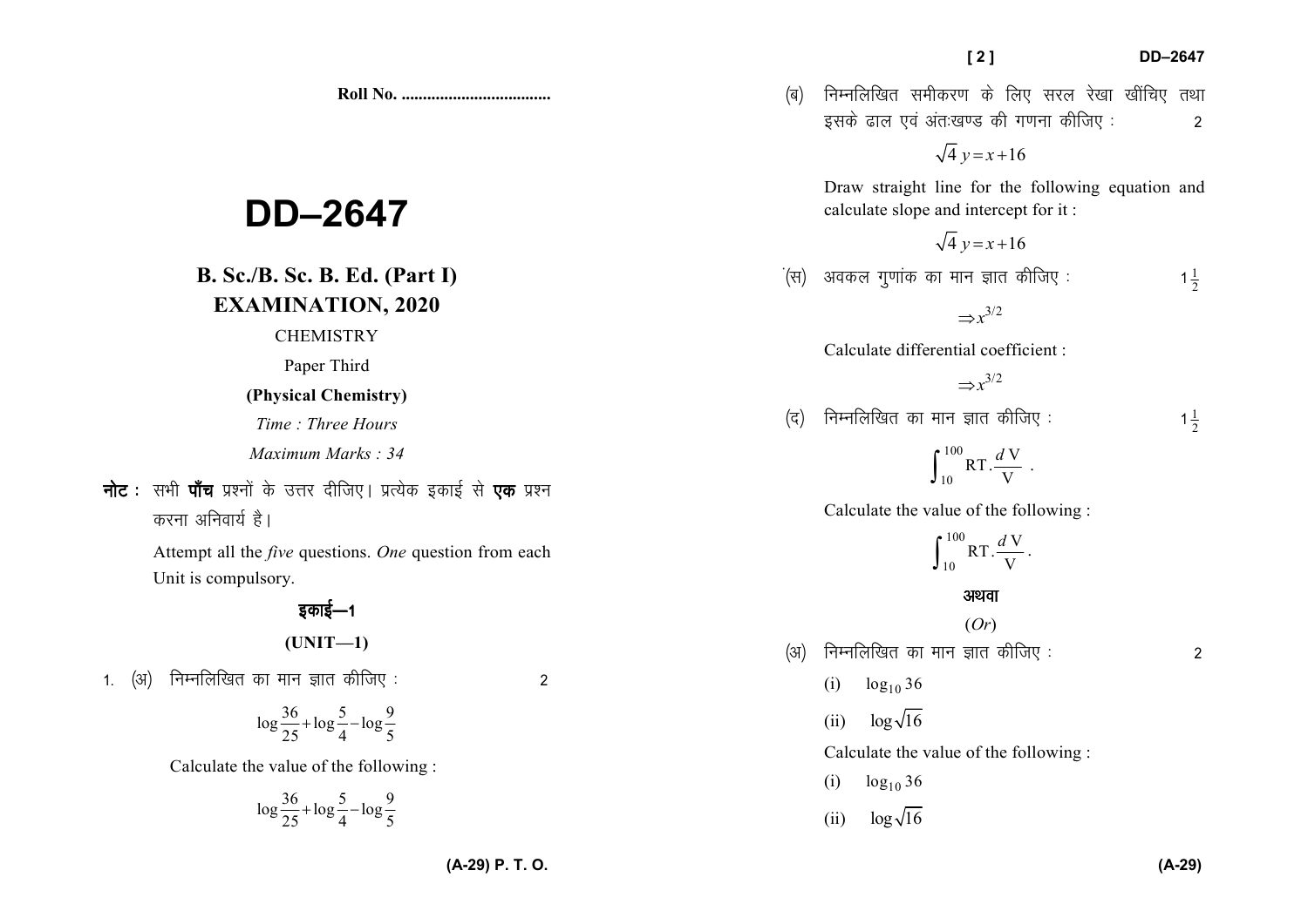**Roll No. ...................................**

# DD–2647

## B. Sc./B. Sc. B. Ed. (Part I) EXAMINATION, 2020

CHEMISTRY

Paper Third

**(Physical Chemistry)**

*Time : Three Hours*

*Maximum Marks : 34*

**नोट :** सभी **पाँच** प्रश्नों के उत्तर दीजिए। प्रत्येक इकाई से **एक** प्रश्न करना अनिवार्य है।

Attempt all the *five* questions. *One* question from each Unit is compulsory.

### इकाई—1

### (UNIT—1)

1. (अ) निम्नलिखित का मान ज्ञात कीजिए : 2

$$\log\frac{36}{25}+\log\frac{5}{4}-\log\frac{9}{5}$$

Calculate the value of the following :

$$\log\frac{36}{25}+\log\frac{5}{4}-\log\frac{9}{5}$$

(ब) निम्नलिखित समीकरण के लिए सरल रेखा खींचिए तथा इसके ढाल एवं अंतःखण्ड की गणना कीजिए : 2

$$\sqrt{4}\,y=x+16$$

Draw straight line for the following equation and calculate slope and intercept for it :

$$\sqrt{4}\,y=x+16$$

(स) अवकल गुणांक का मान ज्ञात कीजिए : $1\frac{1}{2}$

$$\Rightarrow x^{3/2}$$

Calculate differential coefficient :

$$\Rightarrow x^{3/2}$$

(द) निम्नलिखित का मान ज्ञात कीजिए : $1\frac{1}{2}$

$$\int_{10}^{100}\mathrm{RT}.\frac{d\mathrm{V}}{\mathrm{V}}.$$

Calculate the value of the following :

$$\int_{10}^{100}\mathrm{RT}.\frac{d\mathrm{V}}{\mathrm{V}}.$$

अथवा

(*Or*)

(अ) निम्नलिखित का मान ज्ञात कीजिए : 2

(i) $\log_{10} 36$

(ii) $\log\sqrt{16}$

Calculate the value of the following :

(i) $\log_{10} 36$

(ii) $\log\sqrt{16}$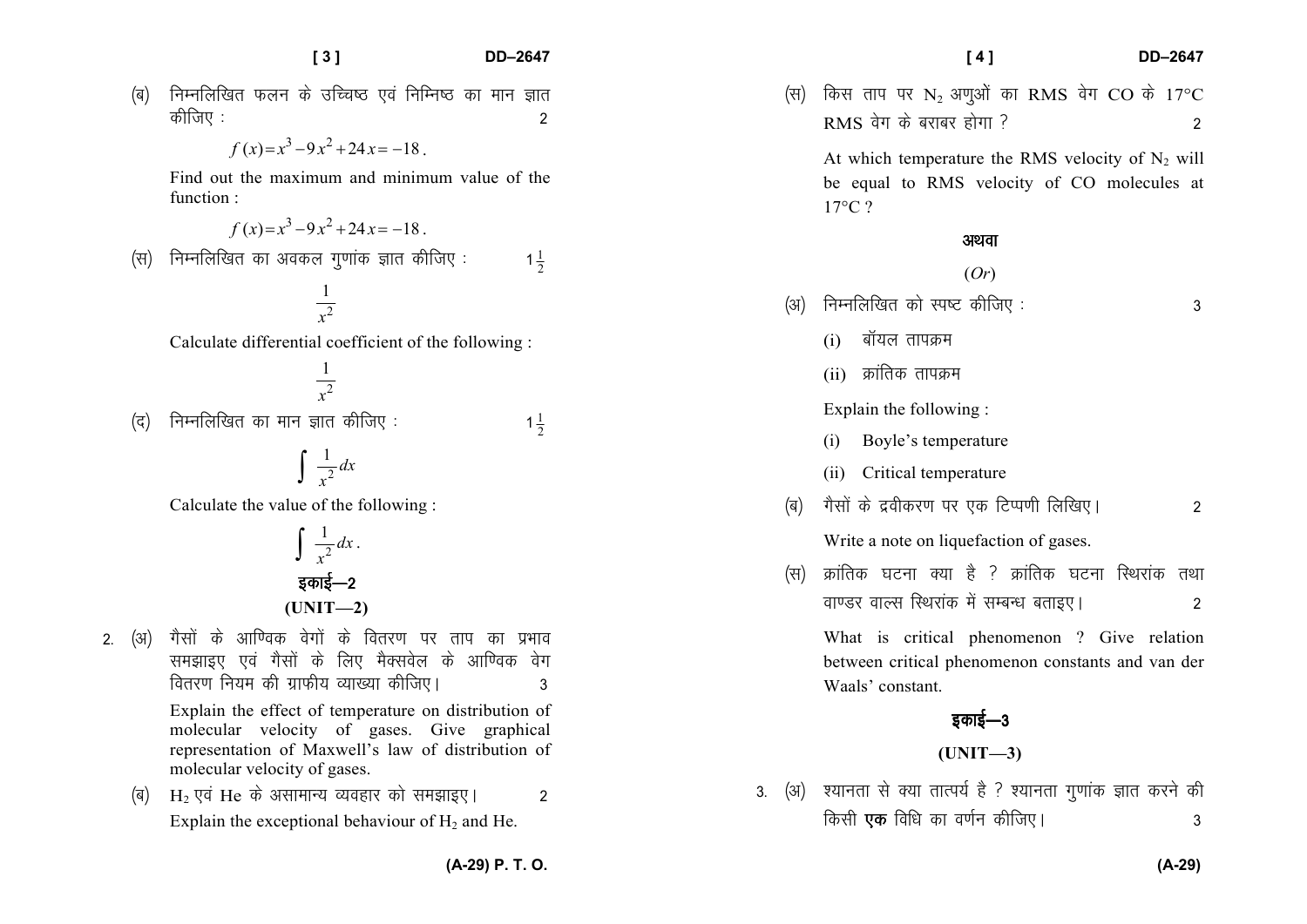(ब) निम्नलिखित फलन के उच्चिष्ठ एवं निम्निष्ठ का मान ज्ञात कीजिए : 2

$$f(x) = x^3 - 9x^2 + 24x = -18.$$

Find out the maximum and minimum value of the function :

$$f(x) = x^3 - 9x^2 + 24x = -18.$$

(स) निम्नलिखित का अवकल गुणांक ज्ञात कीजिए : $1\frac{1}{2}$

$$\frac{1}{x^2}$$

Calculate differential coefficient of the following :

$$\frac{1}{x^2}$$

(द) निम्नलिखित का मान ज्ञात कीजिए : $1\frac{1}{2}$

$$\int \frac{1}{x^2} dx$$

Calculate the value of the following :

$$\int \frac{1}{x^2} dx.$$

## इकाई—2

## (UNIT—2)

2. (अ) गैसों के आण्विक वेगों के वितरण पर ताप का प्रभाव समझाइए एवं गैसों के लिए मैक्सवेल के आण्विक वेग वितरण नियम की ग्राफीय व्याख्या कीजिए। 3

Explain the effect of temperature on distribution of molecular velocity of gases. Give graphical representation of Maxwell's law of distribution of molecular velocity of gases.

(ब) $H_2$ एवं He के असामान्य व्यवहार को समझाइए। 2

Explain the exceptional behaviour of $H_2$ and He.

(स) किस ताप पर $N_2$ अणुओं का RMS वेग CO के 17°C RMS वेग के बराबर होगा ? 2

At which temperature the RMS velocity of $N_2$ will be equal to RMS velocity of CO molecules at 17°C ?

अथवा

(*Or*)

(अ) निम्नलिखित को स्पष्ट कीजिए : 3

(i) बॉयल तापक्रम

(ii) क्रांतिक तापक्रम

Explain the following :

(i) Boyle's temperature

(ii) Critical temperature

(ब) गैसों के द्रवीकरण पर एक टिप्पणी लिखिए। 2

Write a note on liquefaction of gases.

(स) क्रांतिक घटना क्या है ? क्रांतिक घटना स्थिरांक तथा वाण्डर वाल्स स्थिरांक में सम्बन्ध बताइए। 2

What is critical phenomenon ? Give relation between critical phenomenon constants and van der Waals' constant.

## इकाई—3

## (UNIT—3)

3. (अ) श्यानता से क्या तात्पर्य है ? श्यानता गुणांक ज्ञात करने की किसी **एक** विधि का वर्णन कीजिए। 3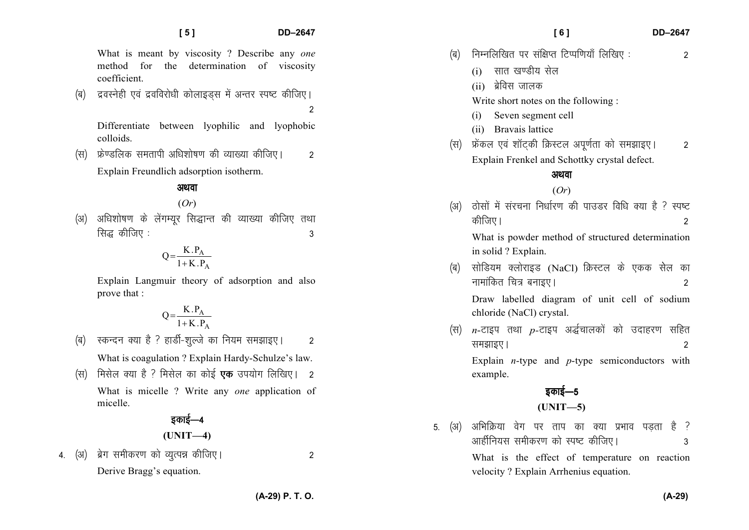What is meant by viscosity ? Describe any *one* method for the determination of viscosity coefficient.

(ब) द्रवस्नेही एवं द्रवविरोधी कोलाइड्स में अन्तर स्पष्ट कीजिए। 2

Differentiate between lyophilic and lyophobic colloids.

(स) फ्रेण्डलिक समतापी अधिशोषण की व्याख्या कीजिए। 2

Explain Freundlich adsorption isotherm.

**अथवा**

(*Or*)

(अ) अधिशोषण के लेंगम्यूर सिद्धान्त की व्याख्या कीजिए तथा सिद्ध कीजिए : 3

$$Q = \frac{K.P_A}{1 + K.P_A}$$

Explain Langmuir theory of adsorption and also prove that :

$$Q = \frac{K.P_A}{1 + K.P_A}$$

(ब) स्कन्दन क्या है ? हार्डी-शुल्जे का नियम समझाइए। 2

What is coagulation ? Explain Hardy-Schulze's law.

(स) मिसेल क्या है ? मिसेल का कोई **एक** उपयोग लिखिए। 2

What is micelle ? Write any *one* application of micelle.

## इकाई—4

## (UNIT—4)

4. (अ) ब्रेग समीकरण को व्युत्पन्न कीजिए। 2

Derive Bragg's equation.

(ब) निम्नलिखित पर संक्षिप्त टिप्पणियाँ लिखिए : 2

(i) सात खण्डीय सेल

(ii) ब्रेविस जालक

Write short notes on the following :

(i) Seven segment cell

(ii) Bravais lattice

(स) फ्रेंकल एवं शॉट्की क्रिस्टल अपूर्णता को समझाइए। 2

Explain Frenkel and Schottky crystal defect.

**अथवा**

(*Or*)

(अ) ठोसों में संरचना निर्धारण की पाउडर विधि क्या है ? स्पष्ट कीजिए। 2

What is powder method of structured determination in solid ? Explain.

(ब) सोडियम क्लोराइड (NaCl) क्रिस्टल के एकक सेल का नामांकित चित्र बनाइए। 2

Draw labelled diagram of unit cell of sodium chloride (NaCl) crystal.

(स) *n*-टाइप तथा *p*-टाइप अर्द्धचालकों को उदाहरण सहित समझाइए। 2

Explain *n*-type and *p*-type semiconductors with example.

## इकाई—5

## (UNIT—5)

5. (अ) अभिक्रिया वेग पर ताप का क्या प्रभाव पड़ता है ? आर्हीनियस समीकरण को स्पष्ट कीजिए। 3

What is the effect of temperature on reaction velocity ? Explain Arrhenius equation.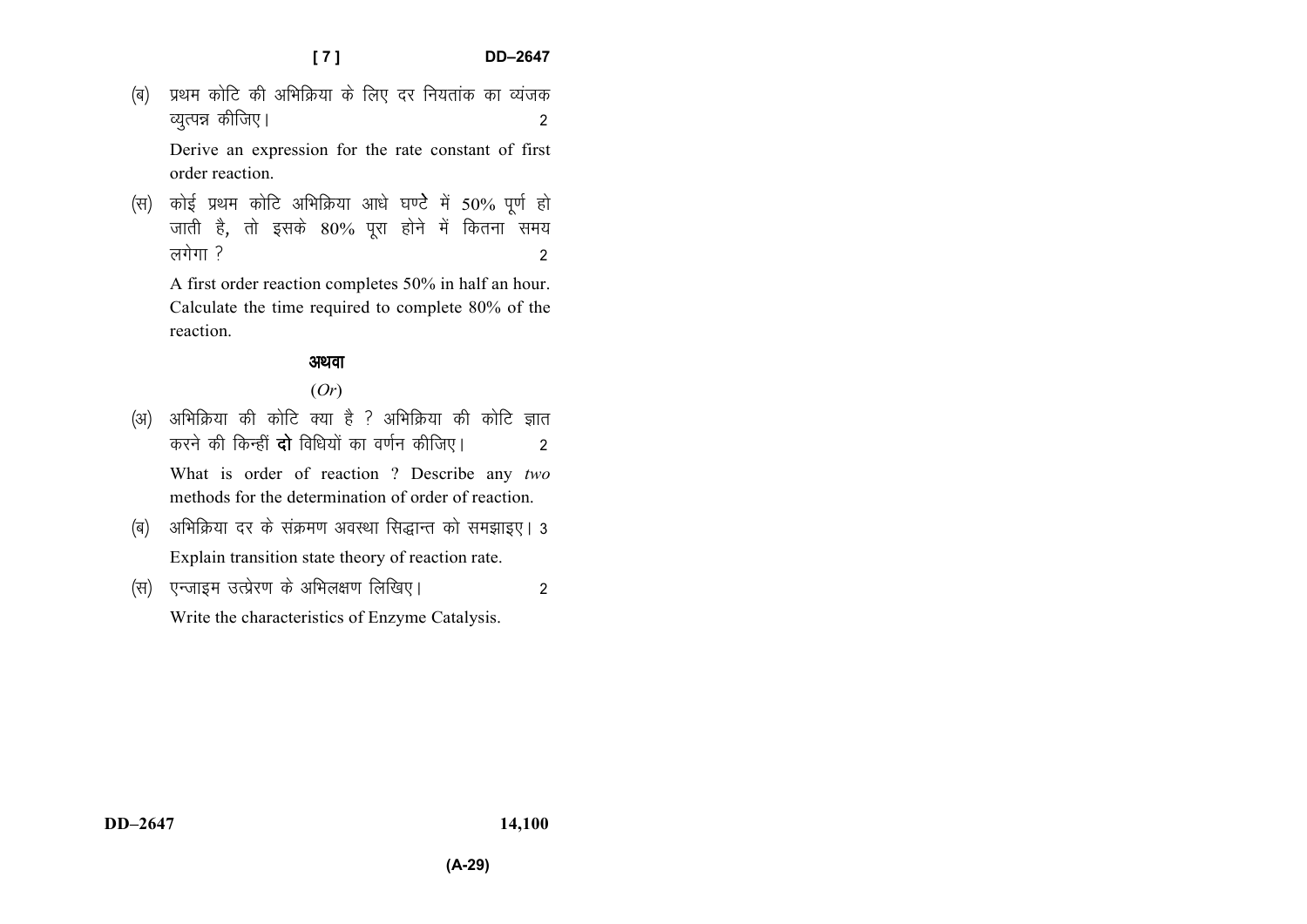(ब) प्रथम कोटि की अभिक्रिया के लिए दर नियतांक का व्यंजक व्युत्पन्न कीजिए। 2

Derive an expression for the rate constant of first order reaction.

(स) कोई प्रथम कोटि अभिक्रिया आधे घण्टे में 50% पूर्ण हो जाती है, तो इसके 80% पूरा होने में कितना समय लगेगा ? 2

A first order reaction completes 50% in half an hour. Calculate the time required to complete 80% of the reaction.

**अथवा**

(*Or*)

(अ) अभिक्रिया की कोटि क्या है ? अभिक्रिया की कोटि ज्ञात करने की किन्हीं **दो** विधियों का वर्णन कीजिए। 2

What is order of reaction ? Describe any *two* methods for the determination of order of reaction.

(ब) अभिक्रिया दर के संक्रमण अवस्था सिद्धान्त को समझाइए। 3

Explain transition state theory of reaction rate.

(स) एन्जाइम उत्प्रेरण के अभिलक्षण लिखिए। 2

Write the characteristics of Enzyme Catalysis.

DD–2647 14,100